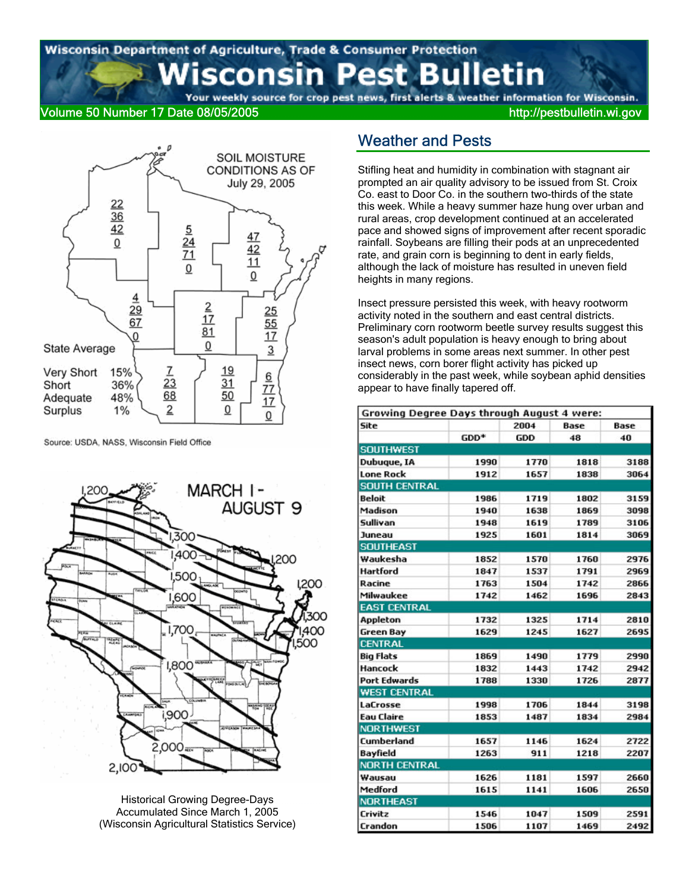# Wisconsin Pest Bulletin

Wisconsin Department of Agriculture, Trade & Consumer Protection

Your weekly source for crop pest news, first alerts & weather information for Wisconsin.

Volume 50 Number 17 Date 08/05/2005

http://pestbulletin.wi.gov

SOIL MOISTURE CONDITIONS AS OF July 29, 2005

State Average

| | |
|---|---|
| Very Short | 15% |
| Short | 36% |
| Adequate | 48% |
| Surplus | 1% |

Source: USDA, NASS, Wisconsin Field Office

MARCH 1 - AUGUST 9

Historical Growing Degree-Days Accumulated Since March 1, 2005 (Wisconsin Agricultural Statistics Service)

## Weather and Pests

Stifling heat and humidity in combination with stagnant air prompted an air quality advisory to be issued from St. Croix Co. east to Door Co. in the southern two-thirds of the state this week. While a heavy summer haze hung over urban and rural areas, crop development continued at an accelerated pace and showed signs of improvement after recent sporadic rainfall. Soybeans are filling their pods at an unprecedented rate, and grain corn is beginning to dent in early fields, although the lack of moisture has resulted in uneven field heights in many regions.

Insect pressure persisted this week, with heavy rootworm activity noted in the southern and east central districts. Preliminary corn rootworm beetle survey results suggest this season's adult population is heavy enough to bring about larval problems in some areas next summer. In other pest insect news, corn borer flight activity has picked up considerably in the past week, while soybean aphid densities appear to have finally tapered off.

| Growing Degree Days through August 4 were: | | | | |
|---|---|---|---|---|
| Site | GDD* | 2004 GDD | Base 48 | Base 40 |
| **SOUTHWEST** | | | | |
| Dubuque, IA | 1990 | 1770 | 1818 | 3188 |
| Lone Rock | 1912 | 1657 | 1838 | 3064 |
| **SOUTH CENTRAL** | | | | |
| Beloit | 1986 | 1719 | 1802 | 3159 |
| Madison | 1940 | 1638 | 1869 | 3098 |
| Sullivan | 1948 | 1619 | 1789 | 3106 |
| Juneau | 1925 | 1601 | 1814 | 3069 |
| **SOUTHEAST** | | | | |
| Waukesha | 1852 | 1570 | 1760 | 2976 |
| Hartford | 1847 | 1537 | 1791 | 2969 |
| Racine | 1763 | 1504 | 1742 | 2866 |
| Milwaukee | 1742 | 1462 | 1696 | 2843 |
| **EAST CENTRAL** | | | | |
| Appleton | 1732 | 1325 | 1714 | 2810 |
| Green Bay | 1629 | 1245 | 1627 | 2695 |
| **CENTRAL** | | | | |
| Big Flats | 1869 | 1490 | 1779 | 2990 |
| Hancock | 1832 | 1443 | 1742 | 2942 |
| Port Edwards | 1788 | 1330 | 1726 | 2877 |
| **WEST CENTRAL** | | | | |
| LaCrosse | 1998 | 1706 | 1844 | 3198 |
| Eau Claire | 1853 | 1487 | 1834 | 2984 |
| **NORTHWEST** | | | | |
| Cumberland | 1657 | 1146 | 1624 | 2722 |
| Bayfield | 1263 | 911 | 1218 | 2207 |
| **NORTH CENTRAL** | | | | |
| Wausau | 1626 | 1181 | 1597 | 2660 |
| Medford | 1615 | 1141 | 1606 | 2650 |
| **NORTHEAST** | | | | |
| Crivitz | 1546 | 1047 | 1509 | 2591 |
| Crandon | 1506 | 1107 | 1469 | 2492 |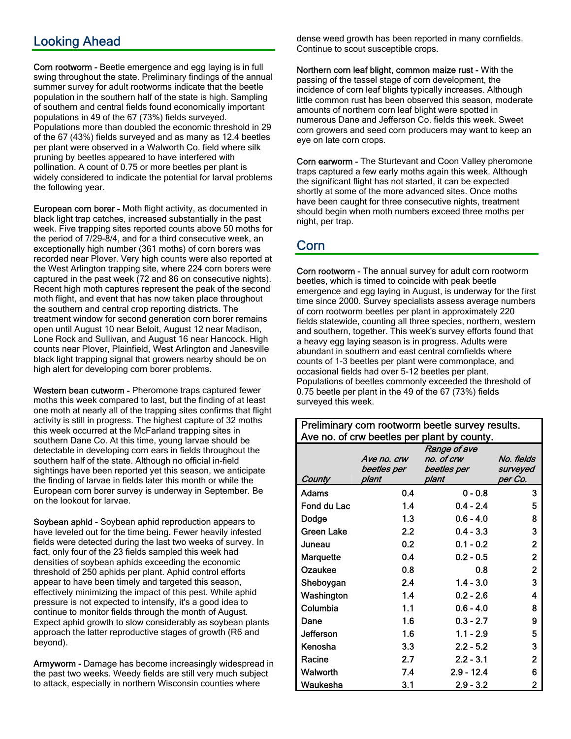## Looking Ahead

**Corn rootworm -** Beetle emergence and egg laying is in full swing throughout the state. Preliminary findings of the annual summer survey for adult rootworms indicate that the beetle population in the southern half of the state is high. Sampling of southern and central fields found economically important populations in 49 of the 67 (73%) fields surveyed. Populations more than doubled the economic threshold in 29 of the 67 (43%) fields surveyed and as many as 12.4 beetles per plant were observed in a Walworth Co. field where silk pruning by beetles appeared to have interfered with pollination. A count of 0.75 or more beetles per plant is widely considered to indicate the potential for larval problems the following year.

**European corn borer -** Moth flight activity, as documented in black light trap catches, increased substantially in the past week. Five trapping sites reported counts above 50 moths for the period of 7/29-8/4, and for a third consecutive week, an exceptionally high number (361 moths) of corn borers was recorded near Plover. Very high counts were also reported at the West Arlington trapping site, where 224 corn borers were captured in the past week (72 and 86 on consecutive nights). Recent high moth captures represent the peak of the second moth flight, and event that has now taken place throughout the southern and central crop reporting districts. The treatment window for second generation corn borer remains open until August 10 near Beloit, August 12 near Madison, Lone Rock and Sullivan, and August 16 near Hancock. High counts near Plover, Plainfield, West Arlington and Janesville black light trapping signal that growers nearby should be on high alert for developing corn borer problems.

**Western bean cutworm -** Pheromone traps captured fewer moths this week compared to last, but the finding of at least one moth at nearly all of the trapping sites confirms that flight activity is still in progress. The highest capture of 32 moths this week occurred at the McFarland trapping sites in southern Dane Co. At this time, young larvae should be detectable in developing corn ears in fields throughout the southern half of the state. Although no official in-field sightings have been reported yet this season, we anticipate the finding of larvae in fields later this month or while the European corn borer survey is underway in September. Be on the lookout for larvae.

**Soybean aphid -** Soybean aphid reproduction appears to have leveled out for the time being. Fewer heavily infested fields were detected during the last two weeks of survey. In fact, only four of the 23 fields sampled this week had densities of soybean aphids exceeding the economic threshold of 250 aphids per plant. Aphid control efforts appear to have been timely and targeted this season, effectively minimizing the impact of this pest. While aphid pressure is not expected to intensify, it's a good idea to continue to monitor fields through the month of August. Expect aphid growth to slow considerably as soybean plants approach the latter reproductive stages of growth (R6 and beyond).

**Armyworm -** Damage has become increasingly widespread in the past two weeks. Weedy fields are still very much subject to attack, especially in northern Wisconsin counties where dense weed growth has been reported in many cornfields. Continue to scout susceptible crops.

**Northern corn leaf blight, common maize rust -** With the passing of the tassel stage of corn development, the incidence of corn leaf blights typically increases. Although little common rust has been observed this season, moderate amounts of northern corn leaf blight were spotted in numerous Dane and Jefferson Co. fields this week. Sweet corn growers and seed corn producers may want to keep an eye on late corn crops.

**Corn earworm -** The Sturtevant and Coon Valley pheromone traps captured a few early moths again this week. Although the significant flight has not started, it can be expected shortly at some of the more advanced sites. Once moths have been caught for three consecutive nights, treatment should begin when moth numbers exceed three moths per night, per trap.

## Corn

**Corn rootworm -** The annual survey for adult corn rootworm beetles, which is timed to coincide with peak beetle emergence and egg laying in August, is underway for the first time since 2000. Survey specialists assess average numbers of corn rootworm beetles per plant in approximately 220 fields statewide, counting all three species, northern, western and southern, together. This week's survey efforts found that a heavy egg laying season is in progress. Adults were abundant in southern and east central cornfields where counts of 1-3 beetles per plant were commonplace, and occasional fields had over 5-12 beetles per plant. Populations of beetles commonly exceeded the threshold of 0.75 beetle per plant in the 49 of the 67 (73%) fields surveyed this week.

**Preliminary corn rootworm beetle survey results. Ave no. of crw beetles per plant by county.**

| *County* | *Ave no. crw beetles per plant* | *Range of ave no. of crw beetles per plant* | *No. fields surveyed per Co.* |
|---|---|---|---|
| Adams | 0.4 | 0 - 0.8 | 3 |
| Fond du Lac | 1.4 | 0.4 - 2.4 | 5 |
| Dodge | 1.3 | 0.6 - 4.0 | 8 |
| Green Lake | 2.2 | 0.4 - 3.3 | 3 |
| Juneau | 0.2 | 0.1 - 0.2 | 2 |
| Marquette | 0.4 | 0.2 - 0.5 | 2 |
| Ozaukee | 0.8 | 0.8 | 2 |
| Sheboygan | 2.4 | 1.4 - 3.0 | 3 |
| Washington | 1.4 | 0.2 - 2.6 | 4 |
| Columbia | 1.1 | 0.6 - 4.0 | 8 |
| Dane | 1.6 | 0.3 - 2.7 | 9 |
| Jefferson | 1.6 | 1.1 - 2.9 | 5 |
| Kenosha | 3.3 | 2.2 - 5.2 | 3 |
| Racine | 2.7 | 2.2 - 3.1 | 2 |
| Walworth | 7.4 | 2.9 - 12.4 | 6 |
| Waukesha | 3.1 | 2.9 - 3.2 | 2 |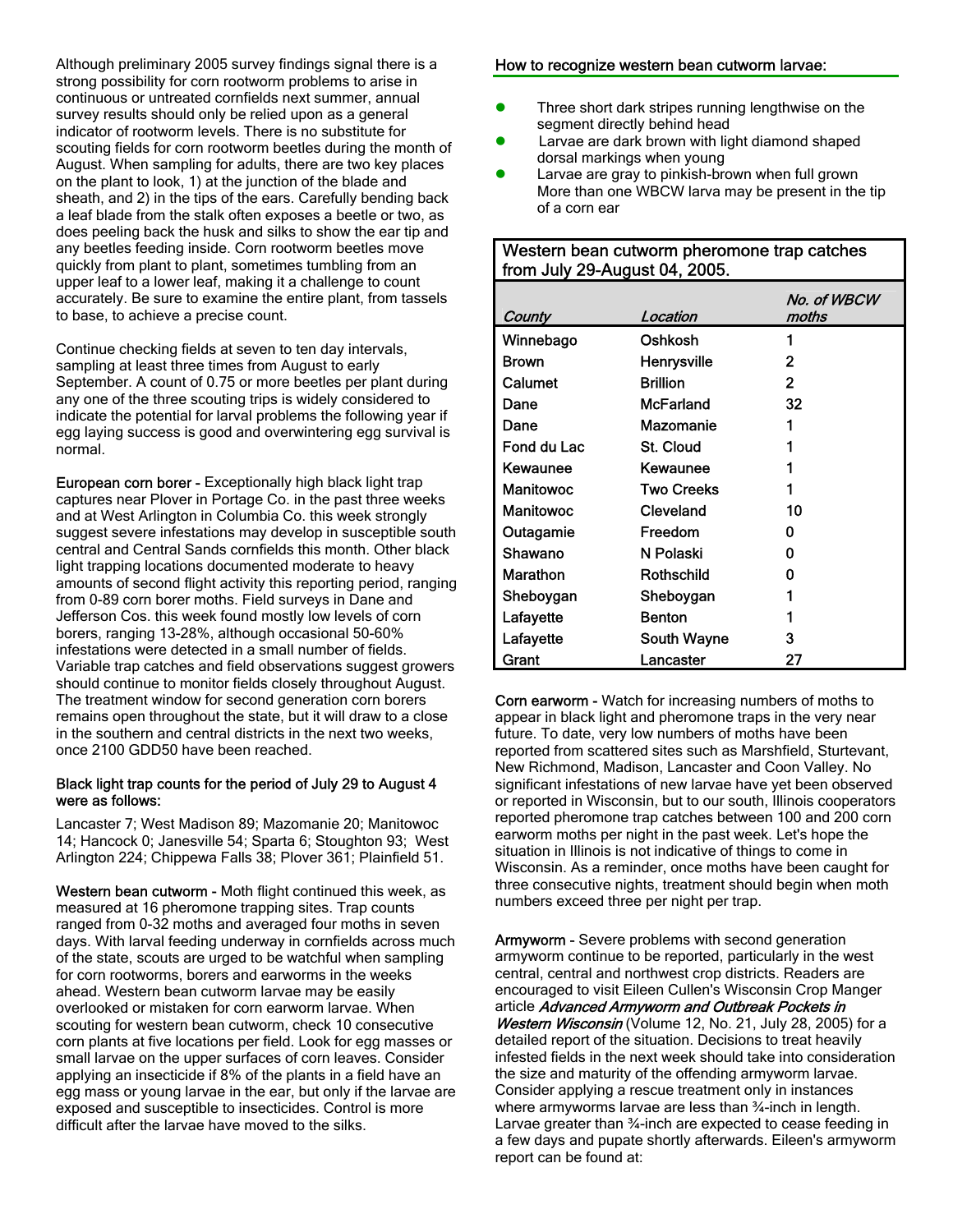Although preliminary 2005 survey findings signal there is a strong possibility for corn rootworm problems to arise in continuous or untreated cornfields next summer, annual survey results should only be relied upon as a general indicator of rootworm levels. There is no substitute for scouting fields for corn rootworm beetles during the month of August. When sampling for adults, there are two key places on the plant to look, 1) at the junction of the blade and sheath, and 2) in the tips of the ears. Carefully bending back a leaf blade from the stalk often exposes a beetle or two, as does peeling back the husk and silks to show the ear tip and any beetles feeding inside. Corn rootworm beetles move quickly from plant to plant, sometimes tumbling from an upper leaf to a lower leaf, making it a challenge to count accurately. Be sure to examine the entire plant, from tassels to base, to achieve a precise count.

Continue checking fields at seven to ten day intervals, sampling at least three times from August to early September. A count of 0.75 or more beetles per plant during any one of the three scouting trips is widely considered to indicate the potential for larval problems the following year if egg laying success is good and overwintering egg survival is normal.

European corn borer - Exceptionally high black light trap captures near Plover in Portage Co. in the past three weeks and at West Arlington in Columbia Co. this week strongly suggest severe infestations may develop in susceptible south central and Central Sands cornfields this month. Other black light trapping locations documented moderate to heavy amounts of second flight activity this reporting period, ranging from 0-89 corn borer moths. Field surveys in Dane and Jefferson Cos. this week found mostly low levels of corn borers, ranging 13-28%, although occasional 50-60% infestations were detected in a small number of fields. Variable trap catches and field observations suggest growers should continue to monitor fields closely throughout August. The treatment window for second generation corn borers remains open throughout the state, but it will draw to a close in the southern and central districts in the next two weeks, once 2100 GDD50 have been reached.

**Black light trap counts for the period of July 29 to August 4 were as follows:**

Lancaster 7; West Madison 89; Mazomanie 20; Manitowoc 14; Hancock 0; Janesville 54; Sparta 6; Stoughton 93; West Arlington 224; Chippewa Falls 38; Plover 361; Plainfield 51.

Western bean cutworm - Moth flight continued this week, as measured at 16 pheromone trapping sites. Trap counts ranged from 0-32 moths and averaged four moths in seven days. With larval feeding underway in cornfields across much of the state, scouts are urged to be watchful when sampling for corn rootworms, borers and earworms in the weeks ahead. Western bean cutworm larvae may be easily overlooked or mistaken for corn earworm larvae. When scouting for western bean cutworm, check 10 consecutive corn plants at five locations per field. Look for egg masses or small larvae on the upper surfaces of corn leaves. Consider applying an insecticide if 8% of the plants in a field have an egg mass or young larvae in the ear, but only if the larvae are exposed and susceptible to insecticides. Control is more difficult after the larvae have moved to the silks.

**How to recognize western bean cutworm larvae:**

- Three short dark stripes running lengthwise on the segment directly behind head
- Larvae are dark brown with light diamond shaped dorsal markings when young
- Larvae are gray to pinkish-brown when full grown More than one WBCW larva may be present in the tip of a corn ear

**Western bean cutworm pheromone trap catches from July 29-August 04, 2005.**

| *County* | *Location* | *No. of WBCW moths* |
|---|---|---|
| Winnebago | Oshkosh | 1 |
| Brown | Henrysville | 2 |
| Calumet | Brillion | 2 |
| Dane | McFarland | 32 |
| Dane | Mazomanie | 1 |
| Fond du Lac | St. Cloud | 1 |
| Kewaunee | Kewaunee | 1 |
| Manitowoc | Two Creeks | 1 |
| Manitowoc | Cleveland | 10 |
| Outagamie | Freedom | 0 |
| Shawano | N Polaski | 0 |
| Marathon | Rothschild | 0 |
| Sheboygan | Sheboygan | 1 |
| Lafayette | Benton | 1 |
| Lafayette | South Wayne | 3 |
| Grant | Lancaster | 27 |

Corn earworm - Watch for increasing numbers of moths to appear in black light and pheromone traps in the very near future. To date, very low numbers of moths have been reported from scattered sites such as Marshfield, Sturtevant, New Richmond, Madison, Lancaster and Coon Valley. No significant infestations of new larvae have yet been observed or reported in Wisconsin, but to our south, Illinois cooperators reported pheromone trap catches between 100 and 200 corn earworm moths per night in the past week. Let's hope the situation in Illinois is not indicative of things to come in Wisconsin. As a reminder, once moths have been caught for three consecutive nights, treatment should begin when moth numbers exceed three per night per trap.

Armyworm - Severe problems with second generation armyworm continue to be reported, particularly in the west central, central and northwest crop districts. Readers are encouraged to visit Eileen Cullen's Wisconsin Crop Manger article ***Advanced Armyworm and Outbreak Pockets in Western Wisconsin*** (Volume 12, No. 21, July 28, 2005) for a detailed report of the situation. Decisions to treat heavily infested fields in the next week should take into consideration the size and maturity of the offending armyworm larvae. Consider applying a rescue treatment only in instances where armyworms larvae are less than ¾-inch in length. Larvae greater than ¾-inch are expected to cease feeding in a few days and pupate shortly afterwards. Eileen's armyworm report can be found at: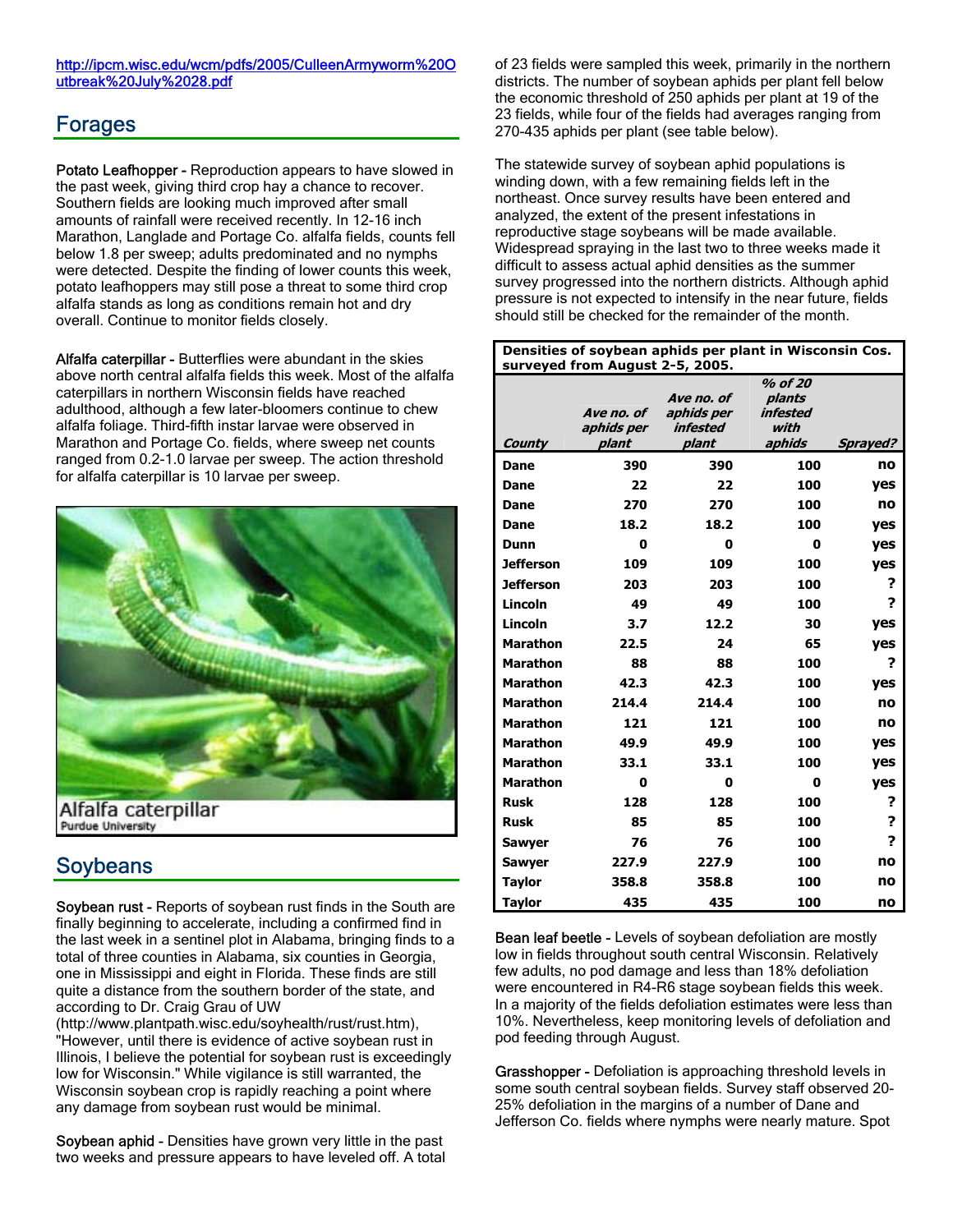http://ipcm.wisc.edu/wcm/pdfs/2005/CulleenArmyworm%20Outbreak%20July%2028.pdf

## Forages

Potato Leafhopper - Reproduction appears to have slowed in the past week, giving third crop hay a chance to recover. Southern fields are looking much improved after small amounts of rainfall were received recently. In 12-16 inch Marathon, Langlade and Portage Co. alfalfa fields, counts fell below 1.8 per sweep; adults predominated and no nymphs were detected. Despite the finding of lower counts this week, potato leafhoppers may still pose a threat to some third crop alfalfa stands as long as conditions remain hot and dry overall. Continue to monitor fields closely.

Alfalfa caterpillar - Butterflies were abundant in the skies above north central alfalfa fields this week. Most of the alfalfa caterpillars in northern Wisconsin fields have reached adulthood, although a few later-bloomers continue to chew alfalfa foliage. Third-fifth instar larvae were observed in Marathon and Portage Co. fields, where sweep net counts ranged from 0.2-1.0 larvae per sweep. The action threshold for alfalfa caterpillar is 10 larvae per sweep.

Alfalfa caterpillar
Purdue University

## Soybeans

Soybean rust - Reports of soybean rust finds in the South are finally beginning to accelerate, including a confirmed find in the last week in a sentinel plot in Alabama, bringing finds to a total of three counties in Alabama, six counties in Georgia, one in Mississippi and eight in Florida. These finds are still quite a distance from the southern border of the state, and according to Dr. Craig Grau of UW (http://www.plantpath.wisc.edu/soyhealth/rust/rust.htm), "However, until there is evidence of active soybean rust in Illinois, I believe the potential for soybean rust is exceedingly low for Wisconsin." While vigilance is still warranted, the Wisconsin soybean crop is rapidly reaching a point where any damage from soybean rust would be minimal.

Soybean aphid - Densities have grown very little in the past two weeks and pressure appears to have leveled off. A total of 23 fields were sampled this week, primarily in the northern districts. The number of soybean aphids per plant fell below the economic threshold of 250 aphids per plant at 19 of the 23 fields, while four of the fields had averages ranging from 270-435 aphids per plant (see table below).

The statewide survey of soybean aphid populations is winding down, with a few remaining fields left in the northeast. Once survey results have been entered and analyzed, the extent of the present infestations in reproductive stage soybeans will be made available. Widespread spraying in the last two to three weeks made it difficult to assess actual aphid densities as the summer survey progressed into the northern districts. Although aphid pressure is not expected to intensify in the near future, fields should still be checked for the remainder of the month.

**Densities of soybean aphids per plant in Wisconsin Cos. surveyed from August 2-5, 2005.**

| *County* | *Ave no. of aphids per plant* | *Ave no. of aphids per infested plant* | *% of 20 plants infested with aphids* | *Sprayed?* |
|---|---|---|---|---|
| Dane | 390 | 390 | 100 | no |
| Dane | 22 | 22 | 100 | yes |
| Dane | 270 | 270 | 100 | no |
| Dane | 18.2 | 18.2 | 100 | yes |
| Dunn | 0 | 0 | 0 | yes |
| Jefferson | 109 | 109 | 100 | yes |
| Jefferson | 203 | 203 | 100 | ? |
| Lincoln | 49 | 49 | 100 | ? |
| Lincoln | 3.7 | 12.2 | 30 | yes |
| Marathon | 22.5 | 24 | 65 | yes |
| Marathon | 88 | 88 | 100 | ? |
| Marathon | 42.3 | 42.3 | 100 | yes |
| Marathon | 214.4 | 214.4 | 100 | no |
| Marathon | 121 | 121 | 100 | no |
| Marathon | 49.9 | 49.9 | 100 | yes |
| Marathon | 33.1 | 33.1 | 100 | yes |
| Marathon | 0 | 0 | 0 | yes |
| Rusk | 128 | 128 | 100 | ? |
| Rusk | 85 | 85 | 100 | ? |
| Sawyer | 76 | 76 | 100 | ? |
| Sawyer | 227.9 | 227.9 | 100 | no |
| Taylor | 358.8 | 358.8 | 100 | no |
| Taylor | 435 | 435 | 100 | no |

Bean leaf beetle - Levels of soybean defoliation are mostly low in fields throughout south central Wisconsin. Relatively few adults, no pod damage and less than 18% defoliation were encountered in R4-R6 stage soybean fields this week. In a majority of the fields defoliation estimates were less than 10%. Nevertheless, keep monitoring levels of defoliation and pod feeding through August.

Grasshopper - Defoliation is approaching threshold levels in some south central soybean fields. Survey staff observed 20-25% defoliation in the margins of a number of Dane and Jefferson Co. fields where nymphs were nearly mature. Spot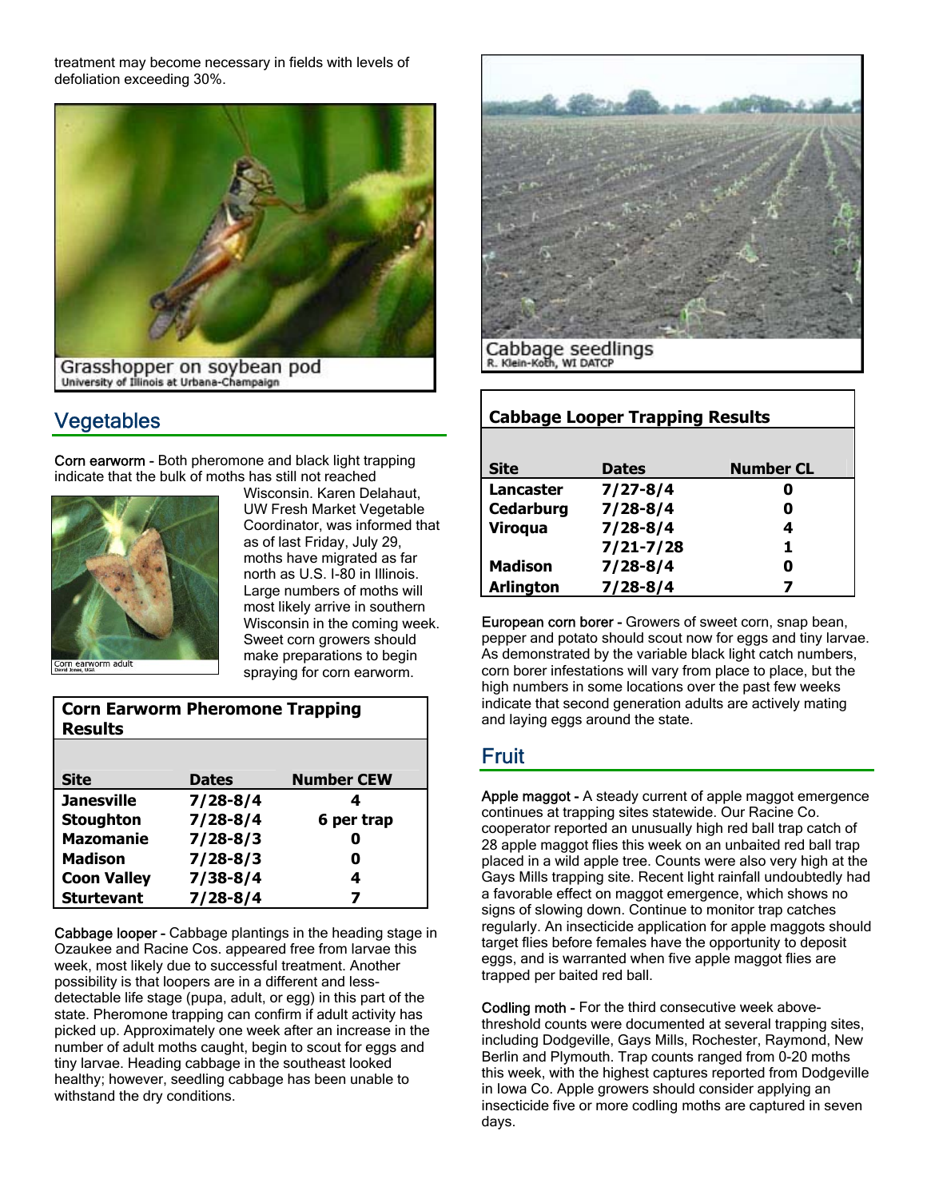treatment may become necessary in fields with levels of defoliation exceeding 30%.

Grasshopper on soybean pod
University of Illinois at Urbana-Champaign

## Vegetables

Corn earworm - Both pheromone and black light trapping indicate that the bulk of moths has still not reached Wisconsin. Karen Delahaut, UW Fresh Market Vegetable Coordinator, was informed that as of last Friday, July 29, moths have migrated as far north as U.S. I-80 in Illinois. Large numbers of moths will most likely arrive in southern Wisconsin in the coming week. Sweet corn growers should make preparations to begin spraying for corn earworm.

Corn earworm adult
David Jones, UGA

**Corn Earworm Pheromone Trapping Results**

| Site | Dates | Number CEW |
|---|---|---|
| Janesville | 7/28-8/4 | 4 |
| Stoughton | 7/28-8/4 | 6 per trap |
| Mazomanie | 7/28-8/3 | 0 |
| Madison | 7/28-8/3 | 0 |
| Coon Valley | 7/38-8/4 | 4 |
| Sturtevant | 7/28-8/4 | 7 |

Cabbage looper - Cabbage plantings in the heading stage in Ozaukee and Racine Cos. appeared free from larvae this week, most likely due to successful treatment. Another possibility is that loopers are in a different and less-detectable life stage (pupa, adult, or egg) in this part of the state. Pheromone trapping can confirm if adult activity has picked up. Approximately one week after an increase in the number of adult moths caught, begin to scout for eggs and tiny larvae. Heading cabbage in the southeast looked healthy; however, seedling cabbage has been unable to withstand the dry conditions.

Cabbage seedlings
R. Klein-Koth, WI DATCP

**Cabbage Looper Trapping Results**

| Site | Dates | Number CL |
|---|---|---|
| Lancaster | 7/27-8/4 | 0 |
| Cedarburg | 7/28-8/4 | 0 |
| Viroqua | 7/28-8/4 | 4 |
| | 7/21-7/28 | 1 |
| Madison | 7/28-8/4 | 0 |
| Arlington | 7/28-8/4 | 7 |

European corn borer - Growers of sweet corn, snap bean, pepper and potato should scout now for eggs and tiny larvae. As demonstrated by the variable black light catch numbers, corn borer infestations will vary from place to place, but the high numbers in some locations over the past few weeks indicate that second generation adults are actively mating and laying eggs around the state.

## Fruit

Apple maggot - A steady current of apple maggot emergence continues at trapping sites statewide. Our Racine Co. cooperator reported an unusually high red ball trap catch of 28 apple maggot flies this week on an unbaited red ball trap placed in a wild apple tree. Counts were also very high at the Gays Mills trapping site. Recent light rainfall undoubtedly had a favorable effect on maggot emergence, which shows no signs of slowing down. Continue to monitor trap catches regularly. An insecticide application for apple maggots should target flies before females have the opportunity to deposit eggs, and is warranted when five apple maggot flies are trapped per baited red ball.

Codling moth - For the third consecutive week above-threshold counts were documented at several trapping sites, including Dodgeville, Gays Mills, Rochester, Raymond, New Berlin and Plymouth. Trap counts ranged from 0-20 moths this week, with the highest captures reported from Dodgeville in Iowa Co. Apple growers should consider applying an insecticide five or more codling moths are captured in seven days.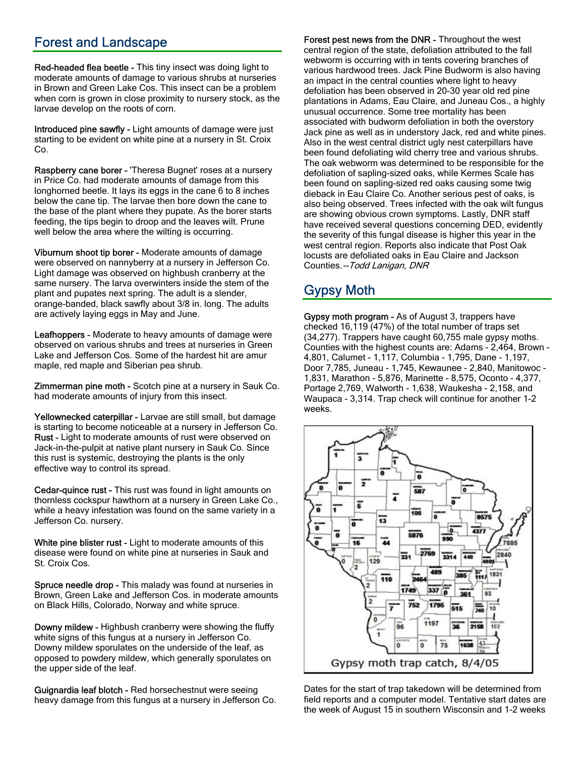## Forest and Landscape

**Red-headed flea beetle -** This tiny insect was doing light to moderate amounts of damage to various shrubs at nurseries in Brown and Green Lake Cos. This insect can be a problem when corn is grown in close proximity to nursery stock, as the larvae develop on the roots of corn.

**Introduced pine sawfly -** Light amounts of damage were just starting to be evident on white pine at a nursery in St. Croix Co.

**Raspberry cane borer -** 'Theresa Bugnet' roses at a nursery in Price Co. had moderate amounts of damage from this longhorned beetle. It lays its eggs in the cane 6 to 8 inches below the cane tip. The larvae then bore down the cane to the base of the plant where they pupate. As the borer starts feeding, the tips begin to droop and the leaves wilt. Prune well below the area where the wilting is occurring.

**Viburnum shoot tip borer -** Moderate amounts of damage were observed on nannyberry at a nursery in Jefferson Co. Light damage was observed on highbush cranberry at the same nursery. The larva overwinters inside the stem of the plant and pupates next spring. The adult is a slender, orange-banded, black sawfly about 3/8 in. long. The adults are actively laying eggs in May and June.

**Leafhoppers -** Moderate to heavy amounts of damage were observed on various shrubs and trees at nurseries in Green Lake and Jefferson Cos. Some of the hardest hit are amur maple, red maple and Siberian pea shrub.

**Zimmerman pine moth -** Scotch pine at a nursery in Sauk Co. had moderate amounts of injury from this insect.

**Yellownecked caterpillar -** Larvae are still small, but damage is starting to become noticeable at a nursery in Jefferson Co.
**Rust -** Light to moderate amounts of rust were observed on Jack-in-the-pulpit at native plant nursery in Sauk Co. Since this rust is systemic, destroying the plants is the only effective way to control its spread.

**Cedar-quince rust -** This rust was found in light amounts on thornless cockspur hawthorn at a nursery in Green Lake Co., while a heavy infestation was found on the same variety in a Jefferson Co. nursery.

**White pine blister rust -** Light to moderate amounts of this disease were found on white pine at nurseries in Sauk and St. Croix Cos.

**Spruce needle drop -** This malady was found at nurseries in Brown, Green Lake and Jefferson Cos. in moderate amounts on Black Hills, Colorado, Norway and white spruce.

**Downy mildew -** Highbush cranberry were showing the fluffy white signs of this fungus at a nursery in Jefferson Co. Downy mildew sporulates on the underside of the leaf, as opposed to powdery mildew, which generally sporulates on the upper side of the leaf.

**Guignardia leaf blotch -** Red horsechestnut were seeing heavy damage from this fungus at a nursery in Jefferson Co.

**Forest pest news from the DNR -** Throughout the west central region of the state, defoliation attributed to the fall webworm is occurring with in tents covering branches of various hardwood trees. Jack Pine Budworm is also having an impact in the central counties where light to heavy defoliation has been observed in 20-30 year old red pine plantations in Adams, Eau Claire, and Juneau Cos., a highly unusual occurrence. Some tree mortality has been associated with budworm defoliation in both the overstory Jack pine as well as in understory Jack, red and white pines. Also in the west central district ugly nest caterpillars have been found defoliating wild cherry tree and various shrubs. The oak webworm was determined to be responsible for the defoliation of sapling-sized oaks, while Kermes Scale has been found on sapling-sized red oaks causing some twig dieback in Eau Claire Co. Another serious pest of oaks, is also being observed. Trees infected with the oak wilt fungus are showing obvious crown symptoms. Lastly, DNR staff have received several questions concerning DED, evidently the severity of this fungal disease is higher this year in the west central region. Reports also indicate that Post Oak locusts are defoliated oaks in Eau Claire and Jackson Counties.--*Todd Lanigan, DNR*

## Gypsy Moth

**Gypsy moth program -** As of August 3, trappers have checked 16,119 (47%) of the total number of traps set (34,277). Trappers have caught 60,755 male gypsy moths. Counties with the highest counts are: Adams - 2,464, Brown - 4,801, Calumet - 1,117, Columbia - 1,795, Dane - 1,197, Door 7,785, Juneau - 1,745, Kewaunee - 2,840, Manitowoc - 1,831, Marathon - 5,876, Marinette - 8,575, Oconto - 4,377, Portage 2,769, Walworth - 1,638, Waukesha - 2,158, and Waupaca - 3,314. Trap check will continue for another 1-2 weeks.

Gypsy moth trap catch, 8/4/05

Dates for the start of trap takedown will be determined from field reports and a computer model. Tentative start dates are the week of August 15 in southern Wisconsin and 1-2 weeks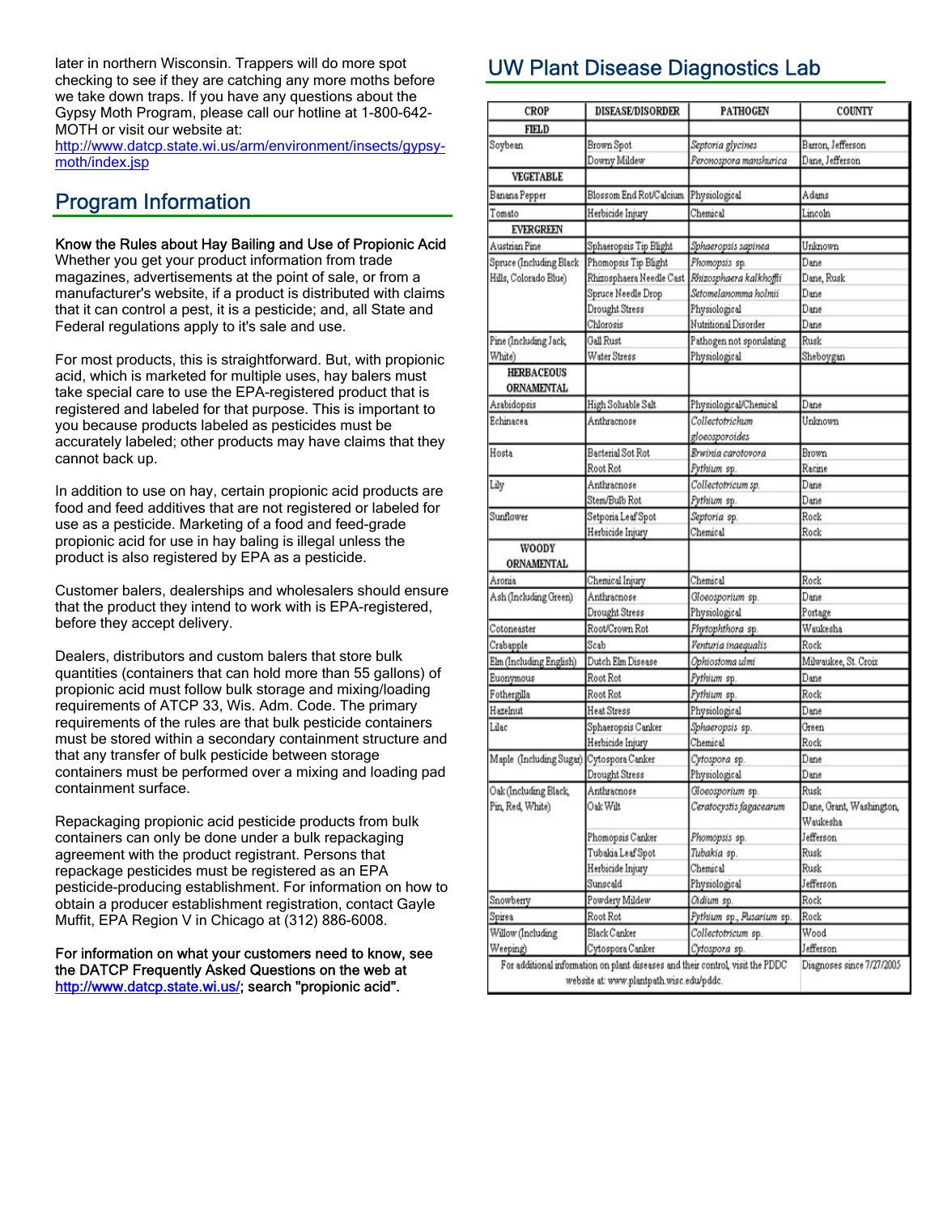later in northern Wisconsin. Trappers will do more spot checking to see if they are catching any more moths before we take down traps. If you have any questions about the Gypsy Moth Program, please call our hotline at 1-800-642-MOTH or visit our website at: [http://www.datcp.state.wi.us/arm/environment/insects/gypsy-moth/index.jsp](http://www.datcp.state.wi.us/arm/environment/insects/gypsy-moth/index.jsp)

## Program Information

**Know the Rules about Hay Bailing and Use of Propionic Acid**
Whether you get your product information from trade magazines, advertisements at the point of sale, or from a manufacturer's website, if a product is distributed with claims that it can control a pest, it is a pesticide; and, all State and Federal regulations apply to it's sale and use.

For most products, this is straightforward. But, with propionic acid, which is marketed for multiple uses, hay balers must take special care to use the EPA-registered product that is registered and labeled for that purpose. This is important to you because products labeled as pesticides must be accurately labeled; other products may have claims that they cannot back up.

In addition to use on hay, certain propionic acid products are food and feed additives that are not registered or labeled for use as a pesticide. Marketing of a food and feed-grade propionic acid for use in hay baling is illegal unless the product is also registered by EPA as a pesticide.

Customer balers, dealerships and wholesalers should ensure that the product they intend to work with is EPA-registered, before they accept delivery.

Dealers, distributors and custom balers that store bulk quantities (containers that can hold more than 55 gallons) of propionic acid must follow bulk storage and mixing/loading requirements of ATCP 33, Wis. Adm. Code. The primary requirements of the rules are that bulk pesticide containers must be stored within a secondary containment structure and that any transfer of bulk pesticide between storage containers must be performed over a mixing and loading pad containment surface.

Repackaging propionic acid pesticide products from bulk containers can only be done under a bulk repackaging agreement with the product registrant. Persons that repackage pesticides must be registered as an EPA pesticide-producing establishment. For information on how to obtain a producer establishment registration, contact Gayle Muffit, EPA Region V in Chicago at (312) 886-6008.

**For information on what your customers need to know, see the DATCP Frequently Asked Questions on the web at [http://www.datcp.state.wi.us/](http://www.datcp.state.wi.us/); search "propionic acid".**

## UW Plant Disease Diagnostics Lab

| CROP | DISEASE/DISORDER | PATHOGEN | COUNTY |
|---|---|---|---|
| **FIELD** | | | |
| Soybean | Brown Spot | *Septoria glycines* | Barron, Jefferson |
| | Downy Mildew | *Peronospora manshurica* | Dane, Jefferson |
| **VEGETABLE** | | | |
| Banana Pepper | Blossom End Rot/Calcium | Physiological | Adams |
| Tomato | Herbicide Injury | Chemical | Lincoln |
| **EVERGREEN** | | | |
| Austrian Pine | Sphaeropsis Tip Blight | *Sphaeropsis sapinea* | Unknown |
| Spruce (Including Black Hills, Colorado Blue) | Phomopsis Tip Blight | *Phomopsis* sp. | Dane |
| | Rhizosphaera Needle Cast | *Rhizosphaera kalkhoffii* | Dane, Rusk |
| | Spruce Needle Drop | *Setomelanomma holmii* | Dane |
| | Drought Stress | Physiological | Dane |
| | Chlorosis | Nutritional Disorder | Dane |
| Pine (Including Jack, White) | Gall Rust | Pathogen not sporulating | Rusk |
| | Water Stress | Physiological | Sheboygan |
| **HERBACEOUS ORNAMENTAL** | | | |
| Arabidopsis | High Soluable Salt | Physiological/Chemical | Dane |
| Echinacea | Anthracnose | *Collectotrichum gloeosporoides* | Unknown |
| Hosta | Bacterial Sot Rot | *Erwinia carotovora* | Brown |
| | Root Rot | *Pythium* sp. | Racine |
| Lily | Anthracnose | *Collectotricum* sp. | Dane |
| | Stem/Bulb Rot | *Pythium* sp. | Dane |
| Sunflower | Setporia Leaf Spot | *Septoria* sp. | Rock |
| | Herbicide Injury | Chemical | Rock |
| **WOODY ORNAMENTAL** | | | |
| Aronia | Chemical Injury | Chemical | Rock |
| Ash (Including Green) | Anthracnose | *Gloeosporium* sp. | Dane |
| | Drought Stress | Physiological | Portage |
| Cotoneaster | Root/Crown Rot | *Phytophthora* sp. | Waukesha |
| Crabapple | Scab | *Venturia inaequalis* | Rock |
| Elm (Including English) | Dutch Elm Disease | *Ophiostoma ulmi* | Milwaukee, St. Croix |
| Euonymous | Root Rot | *Pythium* sp. | Dane |
| Fothergilla | Root Rot | *Pythium* sp. | Rock |
| Hazelnut | Heat Stress | Physiological | Dane |
| Lilac | Sphaeropsis Canker | *Sphaeropsis* sp. | Green |
| | Herbicide Injury | Chemical | Rock |
| Maple (Including Sugar) | Cytospora Canker | *Cytospora* sp. | Dane |
| | Drought Stress | Physiological | Dane |
| Oak (Including Black, Pin, Red, White) | Anthracnose | *Gloeosporium* sp. | Rusk |
| | Oak Wilt | *Ceratocystis fagacearum* | Dane, Grant, Washington, Waukesha |
| | Phomopsis Canker | *Phomopsis* sp. | Jefferson |
| | Tubakia Leaf Spot | *Tubakia* sp. | Rusk |
| | Herbicide Injury | Chemical | Rusk |
| | Sunscald | Physiological | Jefferson |
| Snowberry | Powdery Mildew | *Oidium* sp. | Rock |
| Spirea | Root Rot | *Pythium* sp., *Fusarium* sp. | Rock |
| Willow (Including Weeping) | Black Canker | *Collectotricum* sp. | Wood |
| | Cytospora Canker | *Cytospora* sp. | Jefferson |
| For additional information on plant diseases and their control, visit the PDDC website at: www.plantpath.wisc.edu/pddc. | | | Diagnoses since 7/27/2005 |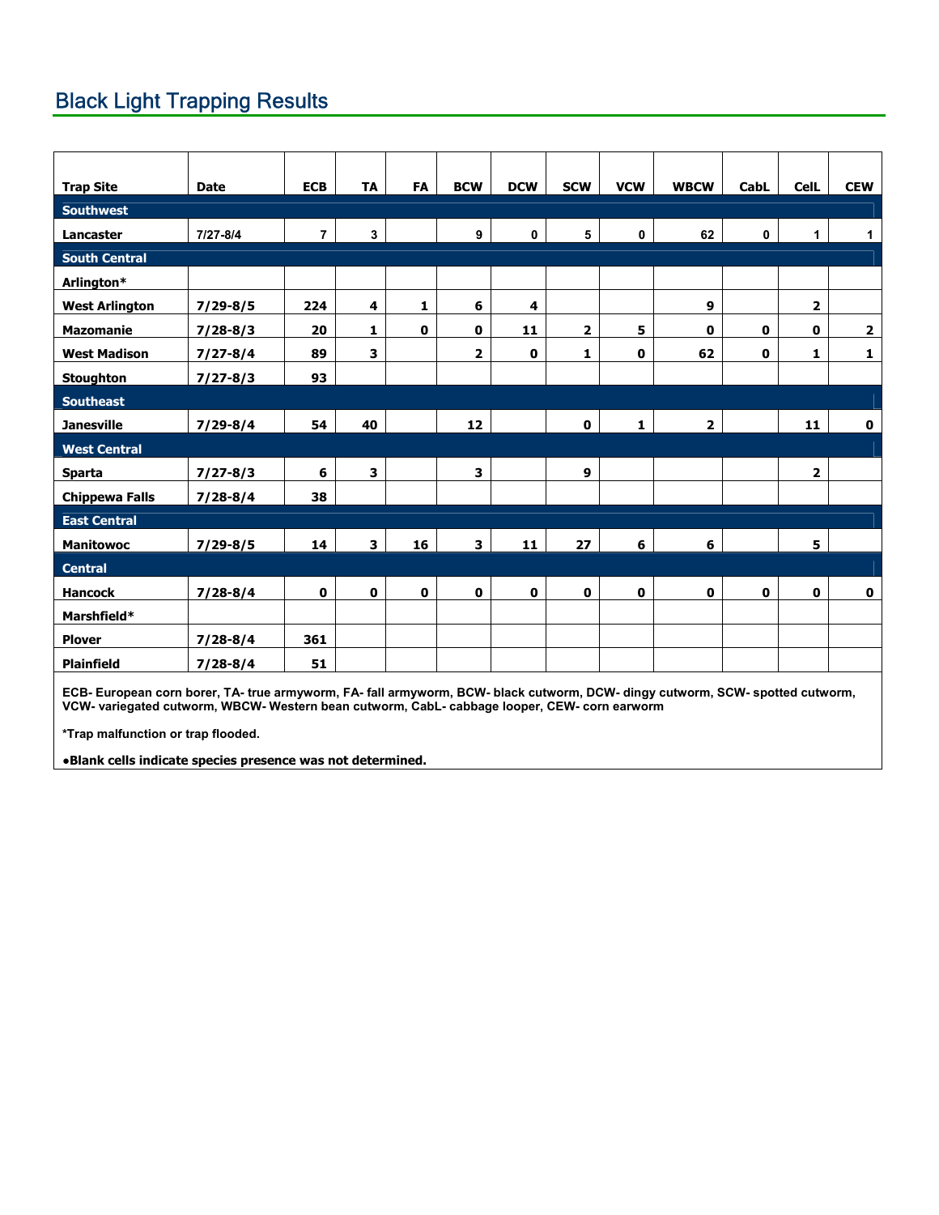## Black Light Trapping Results

| Trap Site | Date | ECB | TA | FA | BCW | DCW | SCW | VCW | WBCW | CabL | CelL | CEW |
|---|---|---|---|---|---|---|---|---|---|---|---|---|
| **Southwest** | | | | | | | | | | | | |
| Lancaster | 7/27-8/4 | 7 | 3 | | 9 | 0 | 5 | 0 | 62 | 0 | 1 | 1 |
| **South Central** | | | | | | | | | | | | |
| Arlington* | | | | | | | | | | | | |
| West Arlington | 7/29-8/5 | 224 | 4 | 1 | 6 | 4 | | | 9 | | 2 | |
| Mazomanie | 7/28-8/3 | 20 | 1 | 0 | 0 | 11 | 2 | 5 | 0 | 0 | 0 | 2 |
| West Madison | 7/27-8/4 | 89 | 3 | | 2 | 0 | 1 | 0 | 62 | 0 | 1 | 1 |
| Stoughton | 7/27-8/3 | 93 | | | | | | | | | | |
| **Southeast** | | | | | | | | | | | | |
| Janesville | 7/29-8/4 | 54 | 40 | | 12 | | 0 | 1 | 2 | | 11 | 0 |
| **West Central** | | | | | | | | | | | | |
| Sparta | 7/27-8/3 | 6 | 3 | | 3 | | 9 | | | | 2 | |
| Chippewa Falls | 7/28-8/4 | 38 | | | | | | | | | | |
| **East Central** | | | | | | | | | | | | |
| Manitowoc | 7/29-8/5 | 14 | 3 | 16 | 3 | 11 | 27 | 6 | 6 | | 5 | |
| **Central** | | | | | | | | | | | | |
| Hancock | 7/28-8/4 | 0 | 0 | 0 | 0 | 0 | 0 | 0 | 0 | 0 | 0 | 0 |
| Marshfield* | | | | | | | | | | | | |
| Plover | 7/28-8/4 | 361 | | | | | | | | | | |
| Plainfield | 7/28-8/4 | 51 | | | | | | | | | | |

**ECB- European corn borer, TA- true armyworm, FA- fall armyworm, BCW- black cutworm, DCW- dingy cutworm, SCW- spotted cutworm, VCW- variegated cutworm, WBCW- Western bean cutworm, CabL- cabbage looper, CEW- corn earworm**

***Trap malfunction or trap flooded.**

**•Blank cells indicate species presence was not determined.**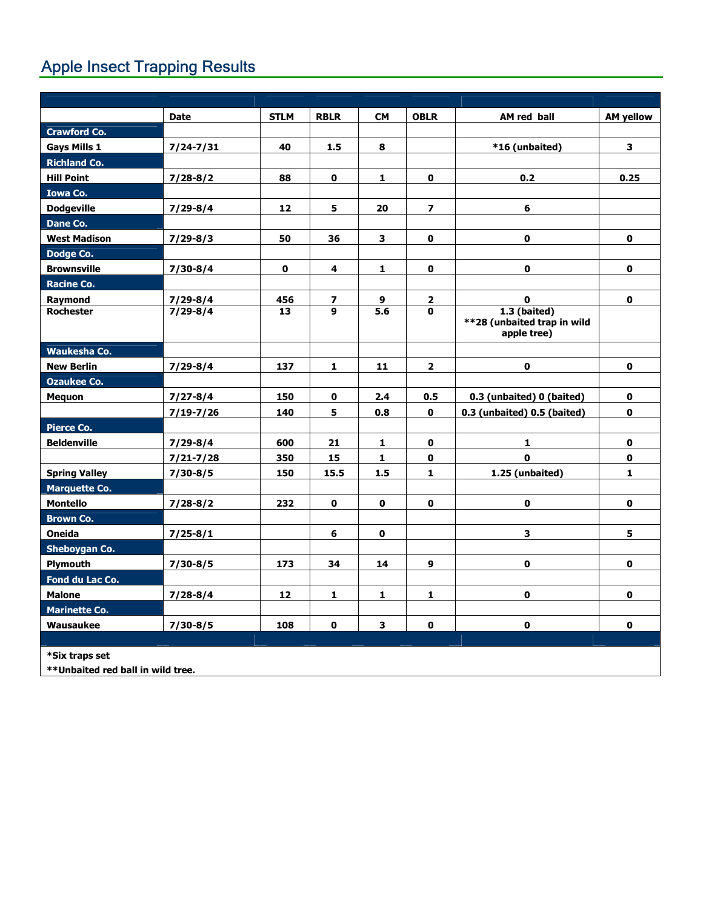## Apple Insect Trapping Results

| | Date | STLM | RBLR | CM | OBLR | AM red ball | AM yellow |
|---|---|---|---|---|---|---|---|
| **Crawford Co.** | | | | | | | |
| Gays Mills 1 | 7/24-7/31 | 40 | 1.5 | 8 | | *16 (unbaited) | 3 |
| **Richland Co.** | | | | | | | |
| Hill Point | 7/28-8/2 | 88 | 0 | 1 | 0 | 0.2 | 0.25 |
| **Iowa Co.** | | | | | | | |
| Dodgeville | 7/29-8/4 | 12 | 5 | 20 | 7 | 6 | |
| **Dane Co.** | | | | | | | |
| West Madison | 7/29-8/3 | 50 | 36 | 3 | 0 | 0 | 0 |
| **Dodge Co.** | | | | | | | |
| Brownsville | 7/30-8/4 | 0 | 4 | 1 | 0 | 0 | 0 |
| **Racine Co.** | | | | | | | |
| Raymond | 7/29-8/4 | 456 | 7 | 9 | 2 | 0 | 0 |
| Rochester | 7/29-8/4 | 13 | 9 | 5.6 | 0 | 1.3 (baited) **28 (unbaited trap in wild apple tree) | |
| **Waukesha Co.** | | | | | | | |
| New Berlin | 7/29-8/4 | 137 | 1 | 11 | 2 | 0 | 0 |
| **Ozaukee Co.** | | | | | | | |
| Mequon | 7/27-8/4 | 150 | 0 | 2.4 | 0.5 | 0.3 (unbaited) 0 (baited) | 0 |
| | 7/19-7/26 | 140 | 5 | 0.8 | 0 | 0.3 (unbaited) 0.5 (baited) | 0 |
| **Pierce Co.** | | | | | | | |
| Beldenville | 7/29-8/4 | 600 | 21 | 1 | 0 | 1 | 0 |
| | 7/21-7/28 | 350 | 15 | 1 | 0 | 0 | 0 |
| Spring Valley | 7/30-8/5 | 150 | 15.5 | 1.5 | 1 | 1.25 (unbaited) | 1 |
| **Marquette Co.** | | | | | | | |
| Montello | 7/28-8/2 | 232 | 0 | 0 | 0 | 0 | 0 |
| **Brown Co.** | | | | | | | |
| Oneida | 7/25-8/1 | | 6 | 0 | | 3 | 5 |
| **Sheboygan Co.** | | | | | | | |
| Plymouth | 7/30-8/5 | 173 | 34 | 14 | 9 | 0 | 0 |
| **Fond du Lac Co.** | | | | | | | |
| Malone | 7/28-8/4 | 12 | 1 | 1 | 1 | 0 | 0 |
| **Marinette Co.** | | | | | | | |
| Wausaukee | 7/30-8/5 | 108 | 0 | 3 | 0 | 0 | 0 |

*Six traps set

**Unbaited red ball in wild tree.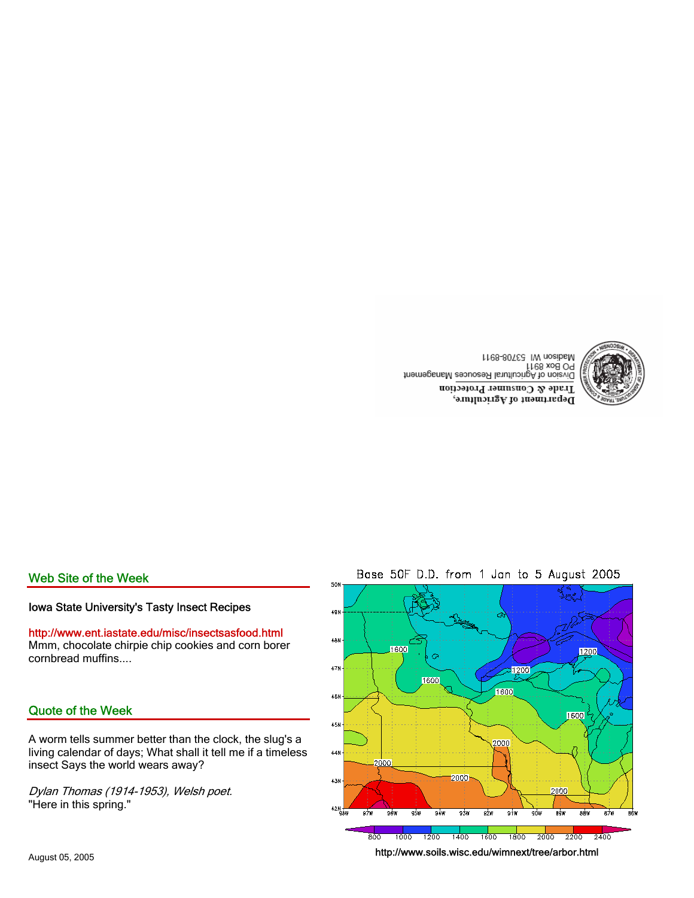Department of Agriculture,
Trade & Consumer Protection
Division of Agricultural Resouces Management
PO Box 8911
Madison WI 53708-8911

## Web Site of the Week

**Iowa State University's Tasty Insect Recipes**

http://www.ent.iastate.edu/misc/insectsasfood.html
Mmm, chocolate chirpie chip cookies and corn borer cornbread muffins....

## Quote of the Week

A worm tells summer better than the clock, the slug's a living calendar of days; What shall it tell me if a timeless insect Says the world wears away?

*Dylan Thomas (1914-1953), Welsh poet.*
"Here in this spring."

Base 50F D.D. from 1 Jan to 5 August 2005

50N
49N
48N
47N
46N
45N
44N
43N
42N

98W 97W 96W 95W 94W 93W 92W 91W 90W 89W 88W 87W 86W

1600
1200
1200
1600
1600
1600
2000
2000
2000
2000

800 1000 1200 1400 1600 1800 2000 2200 2400

http://www.soils.wisc.edu/wimnext/tree/arbor.html

August 05, 2005